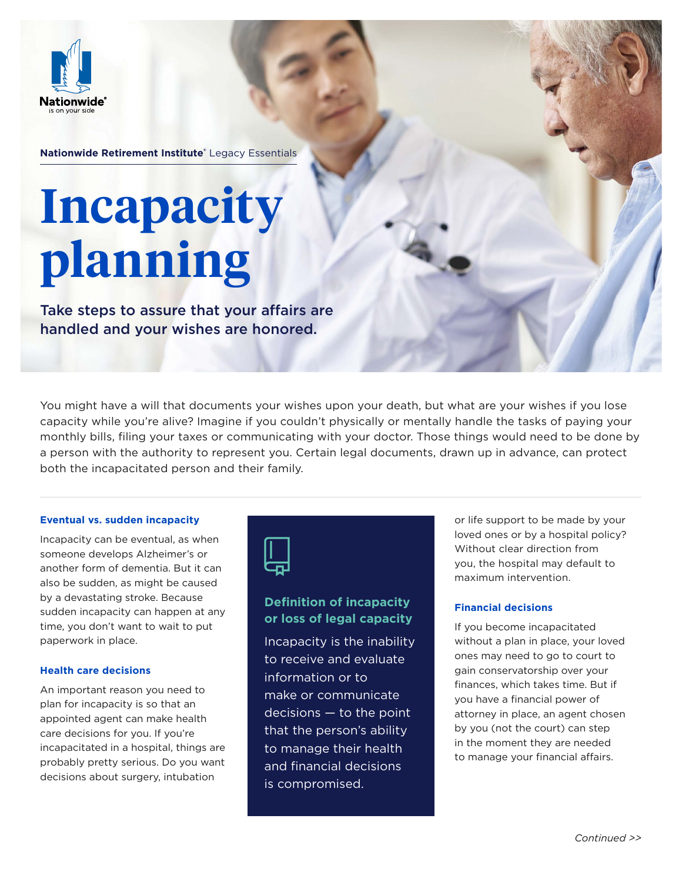Nationwide® is on your side

**Nationwide Retirement Institute®** Legacy Essentials

# Incapacity planning

## Take steps to assure that your affairs are handled and your wishes are honored.

You might have a will that documents your wishes upon your death, but what are your wishes if you lose capacity while you're alive? Imagine if you couldn't physically or mentally handle the tasks of paying your monthly bills, filing your taxes or communicating with your doctor. Those things would need to be done by a person with the authority to represent you. Certain legal documents, drawn up in advance, can protect both the incapacitated person and their family.

### Eventual vs. sudden incapacity

Incapacity can be eventual, as when someone develops Alzheimer's or another form of dementia. But it can also be sudden, as might be caused by a devastating stroke. Because sudden incapacity can happen at any time, you don't want to wait to put paperwork in place.

### Health care decisions

An important reason you need to plan for incapacity is so that an appointed agent can make health care decisions for you. If you're incapacitated in a hospital, things are probably pretty serious. Do you want decisions about surgery, intubation or life support to be made by your loved ones or by a hospital policy? Without clear direction from you, the hospital may default to maximum intervention.

### Financial decisions

If you become incapacitated without a plan in place, your loved ones may need to go to court to gain conservatorship over your finances, which takes time. But if you have a financial power of attorney in place, an agent chosen by you (not the court) can step in the moment they are needed to manage your financial affairs.

### Definition of incapacity or loss of legal capacity

Incapacity is the inability to receive and evaluate information or to make or communicate decisions — to the point that the person's ability to manage their health and financial decisions is compromised.

*Continued >>*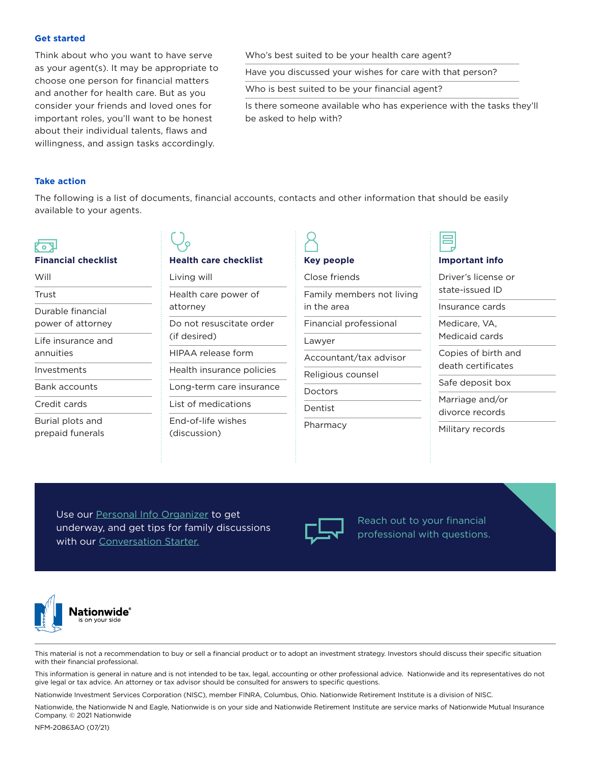## Get started

Think about who you want to have serve as your agent(s). It may be appropriate to choose one person for financial matters and another for health care. But as you consider your friends and loved ones for important roles, you'll want to be honest about their individual talents, flaws and willingness, and assign tasks accordingly.

Who's best suited to be your health care agent?

Have you discussed your wishes for care with that person?

Who is best suited to be your financial agent?

Is there someone available who has experience with the tasks they'll be asked to help with?

## Take action

The following is a list of documents, financial accounts, contacts and other information that should be easily available to your agents.

### Financial checklist

- Will
- Trust
- Durable financial power of attorney
- Life insurance and annuities
- Investments
- Bank accounts
- Credit cards
- Burial plots and prepaid funerals

### Health care checklist

- Living will
- Health care power of attorney
- Do not resuscitate order (if desired)
- HIPAA release form
- Health insurance policies
- Long-term care insurance
- List of medications
- End-of-life wishes (discussion)

### Key people

- Close friends
- Family members not living in the area
- Financial professional
- Lawyer
- Accountant/tax advisor
- Religious counsel
- Doctors
- Dentist
- Pharmacy

### Important info

- Driver's license or state-issued ID
- Insurance cards
- Medicare, VA, Medicaid cards
- Copies of birth and death certificates
- Safe deposit box
- Marriage and/or divorce records
- Military records

Use our Personal Info Organizer to get underway, and get tips for family discussions with our Conversation Starter.

Reach out to your financial professional with questions.

Nationwide® is on your side

This material is not a recommendation to buy or sell a financial product or to adopt an investment strategy. Investors should discuss their specific situation with their financial professional.

This information is general in nature and is not intended to be tax, legal, accounting or other professional advice. Nationwide and its representatives do not give legal or tax advice. An attorney or tax advisor should be consulted for answers to specific questions.

Nationwide Investment Services Corporation (NISC), member FINRA, Columbus, Ohio. Nationwide Retirement Institute is a division of NISC.

Nationwide, the Nationwide N and Eagle, Nationwide is on your side and Nationwide Retirement Institute are service marks of Nationwide Mutual Insurance Company. © 2021 Nationwide

NFM-20863AO (07/21)